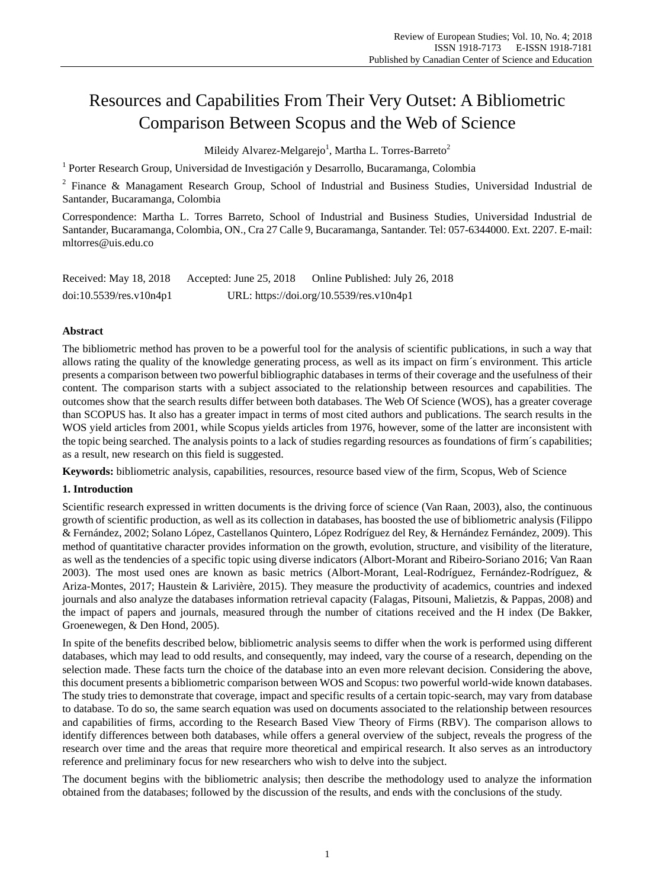# Resources and Capabilities From Their Very Outset: A Bibliometric Comparison Between Scopus and the Web of Science

Mileidy Alvarez-Melgarejo[1], Martha L. Torres-Barreto[2]

[1] Porter Research Group, Universidad de Investigación y Desarrollo, Bucaramanga, Colombia

[2] Finance & Managament Research Group, School of Industrial and Business Studies, Universidad Industrial de Santander, Bucaramanga, Colombia

Correspondence: Martha L. Torres Barreto, School of Industrial and Business Studies, Universidad Industrial de Santander, Bucaramanga, Colombia, ON., Cra 27 Calle 9, Bucaramanga, Santander. Tel: 057-6344000. Ext. 2207. E-mail: mltorres@uis.edu.co

Received: May 18, 2018    Accepted: June 25, 2018    Online Published: July 26, 2018

doi:10.5539/res.v10n4p1    URL: https://doi.org/10.5539/res.v10n4p1

## Abstract

The bibliometric method has proven to be a powerful tool for the analysis of scientific publications, in such a way that allows rating the quality of the knowledge generating process, as well as its impact on firm´s environment. This article presents a comparison between two powerful bibliographic databases in terms of their coverage and the usefulness of their content. The comparison starts with a subject associated to the relationship between resources and capabilities. The outcomes show that the search results differ between both databases. The Web Of Science (WOS), has a greater coverage than SCOPUS has. It also has a greater impact in terms of most cited authors and publications. The search results in the WOS yield articles from 2001, while Scopus yields articles from 1976, however, some of the latter are inconsistent with the topic being searched. The analysis points to a lack of studies regarding resources as foundations of firm´s capabilities; as a result, new research on this field is suggested.

**Keywords:** bibliometric analysis, capabilities, resources, resource based view of the firm, Scopus, Web of Science

## 1. Introduction

Scientific research expressed in written documents is the driving force of science (Van Raan, 2003), also, the continuous growth of scientific production, as well as its collection in databases, has boosted the use of bibliometric analysis (Filippo & Fernández, 2002; Solano López, Castellanos Quintero, López Rodríguez del Rey, & Hernández Fernández, 2009). This method of quantitative character provides information on the growth, evolution, structure, and visibility of the literature, as well as the tendencies of a specific topic using diverse indicators (Albort-Morant and Ribeiro-Soriano 2016; Van Raan 2003). The most used ones are known as basic metrics (Albort-Morant, Leal-Rodríguez, Fernández-Rodríguez, & Ariza-Montes, 2017; Haustein & Larivière, 2015). They measure the productivity of academics, countries and indexed journals and also analyze the databases information retrieval capacity (Falagas, Pitsouni, Malietzis, & Pappas, 2008) and the impact of papers and journals, measured through the number of citations received and the H index (De Bakker, Groenewegen, & Den Hond, 2005).

In spite of the benefits described below, bibliometric analysis seems to differ when the work is performed using different databases, which may lead to odd results, and consequently, may indeed, vary the course of a research, depending on the selection made. These facts turn the choice of the database into an even more relevant decision. Considering the above, this document presents a bibliometric comparison between WOS and Scopus: two powerful world-wide known databases. The study tries to demonstrate that coverage, impact and specific results of a certain topic-search, may vary from database to database. To do so, the same search equation was used on documents associated to the relationship between resources and capabilities of firms, according to the Research Based View Theory of Firms (RBV). The comparison allows to identify differences between both databases, while offers a general overview of the subject, reveals the progress of the research over time and the areas that require more theoretical and empirical research. It also serves as an introductory reference and preliminary focus for new researchers who wish to delve into the subject.

The document begins with the bibliometric analysis; then describe the methodology used to analyze the information obtained from the databases; followed by the discussion of the results, and ends with the conclusions of the study.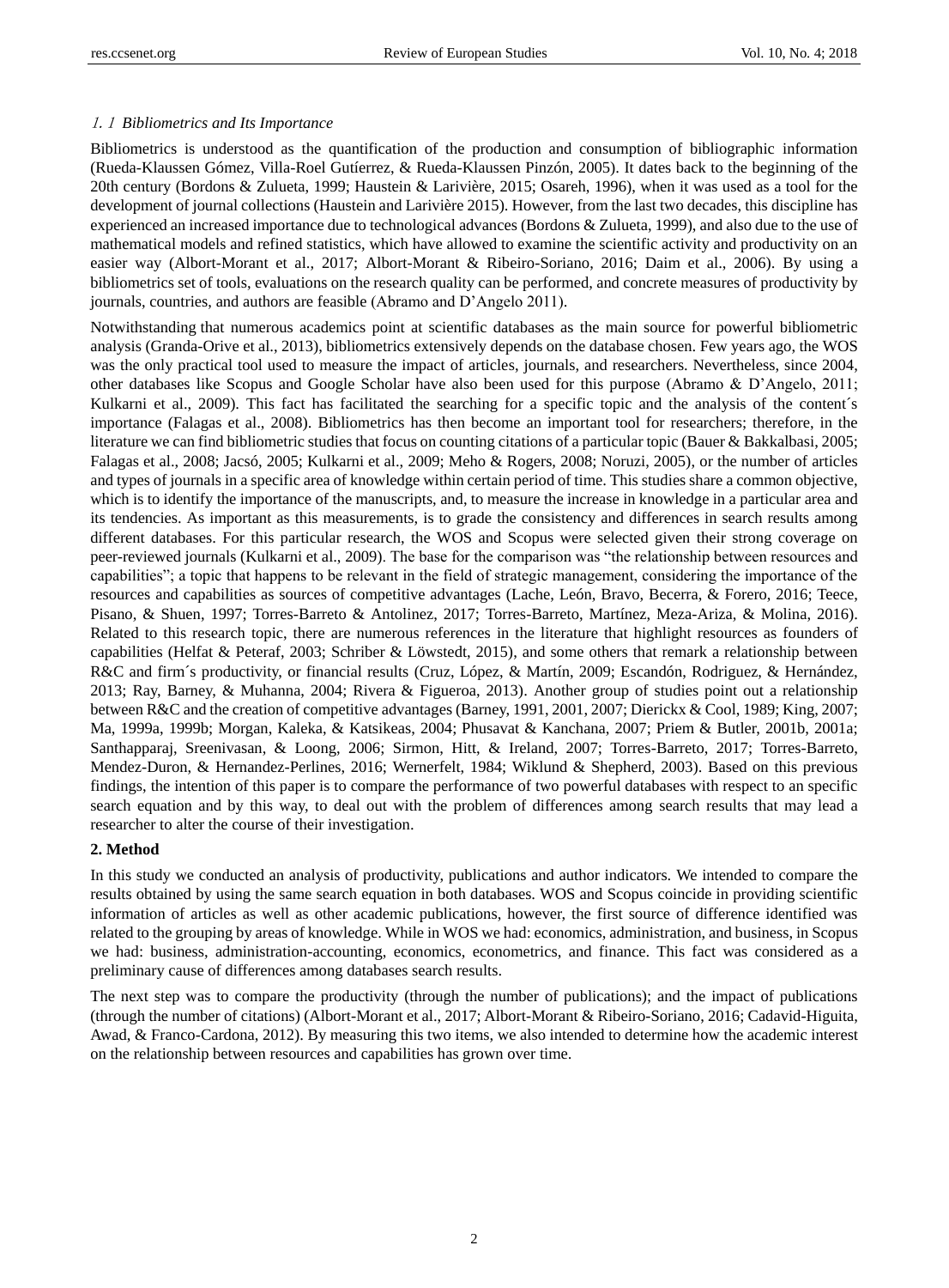### 1.1 Bibliometrics and Its Importance

Bibliometrics is understood as the quantification of the production and consumption of bibliographic information (Rueda-Klaussen Gómez, Villa-Roel Gutíerrez, & Rueda-Klaussen Pinzón, 2005). It dates back to the beginning of the 20th century (Bordons & Zulueta, 1999; Haustein & Larivière, 2015; Osareh, 1996), when it was used as a tool for the development of journal collections (Haustein and Larivière 2015). However, from the last two decades, this discipline has experienced an increased importance due to technological advances (Bordons & Zulueta, 1999), and also due to the use of mathematical models and refined statistics, which have allowed to examine the scientific activity and productivity on an easier way (Albort-Morant et al., 2017; Albort-Morant & Ribeiro-Soriano, 2016; Daim et al., 2006). By using a bibliometrics set of tools, evaluations on the research quality can be performed, and concrete measures of productivity by journals, countries, and authors are feasible (Abramo and D'Angelo 2011).

Notwithstanding that numerous academics point at scientific databases as the main source for powerful bibliometric analysis (Granda-Orive et al., 2013), bibliometrics extensively depends on the database chosen. Few years ago, the WOS was the only practical tool used to measure the impact of articles, journals, and researchers. Nevertheless, since 2004, other databases like Scopus and Google Scholar have also been used for this purpose (Abramo & D'Angelo, 2011; Kulkarni et al., 2009). This fact has facilitated the searching for a specific topic and the analysis of the content´s importance (Falagas et al., 2008). Bibliometrics has then become an important tool for researchers; therefore, in the literature we can find bibliometric studies that focus on counting citations of a particular topic (Bauer & Bakkalbasi, 2005; Falagas et al., 2008; Jacsó, 2005; Kulkarni et al., 2009; Meho & Rogers, 2008; Noruzi, 2005), or the number of articles and types of journals in a specific area of knowledge within certain period of time. This studies share a common objective, which is to identify the importance of the manuscripts, and, to measure the increase in knowledge in a particular area and its tendencies. As important as this measurements, is to grade the consistency and differences in search results among different databases. For this particular research, the WOS and Scopus were selected given their strong coverage on peer-reviewed journals (Kulkarni et al., 2009). The base for the comparison was "the relationship between resources and capabilities"; a topic that happens to be relevant in the field of strategic management, considering the importance of the resources and capabilities as sources of competitive advantages (Lache, León, Bravo, Becerra, & Forero, 2016; Teece, Pisano, & Shuen, 1997; Torres-Barreto & Antolinez, 2017; Torres-Barreto, Martínez, Meza-Ariza, & Molina, 2016). Related to this research topic, there are numerous references in the literature that highlight resources as founders of capabilities (Helfat & Peteraf, 2003; Schriber & Löwstedt, 2015), and some others that remark a relationship between R&C and firm´s productivity, or financial results (Cruz, López, & Martín, 2009; Escandón, Rodriguez, & Hernández, 2013; Ray, Barney, & Muhanna, 2004; Rivera & Figueroa, 2013). Another group of studies point out a relationship between R&C and the creation of competitive advantages (Barney, 1991, 2001, 2007; Dierickx & Cool, 1989; King, 2007; Ma, 1999a, 1999b; Morgan, Kaleka, & Katsikeas, 2004; Phusavat & Kanchana, 2007; Priem & Butler, 2001b, 2001a; Santhapparaj, Sreenivasan, & Loong, 2006; Sirmon, Hitt, & Ireland, 2007; Torres-Barreto, 2017; Torres-Barreto, Mendez-Duron, & Hernandez-Perlines, 2016; Wernerfelt, 1984; Wiklund & Shepherd, 2003). Based on this previous findings, the intention of this paper is to compare the performance of two powerful databases with respect to an specific search equation and by this way, to deal out with the problem of differences among search results that may lead a researcher to alter the course of their investigation.

## 2. Method

In this study we conducted an analysis of productivity, publications and author indicators. We intended to compare the results obtained by using the same search equation in both databases. WOS and Scopus coincide in providing scientific information of articles as well as other academic publications, however, the first source of difference identified was related to the grouping by areas of knowledge. While in WOS we had: economics, administration, and business, in Scopus we had: business, administration-accounting, economics, econometrics, and finance. This fact was considered as a preliminary cause of differences among databases search results.

The next step was to compare the productivity (through the number of publications); and the impact of publications (through the number of citations) (Albort-Morant et al., 2017; Albort-Morant & Ribeiro-Soriano, 2016; Cadavid-Higuita, Awad, & Franco-Cardona, 2012). By measuring this two items, we also intended to determine how the academic interest on the relationship between resources and capabilities has grown over time.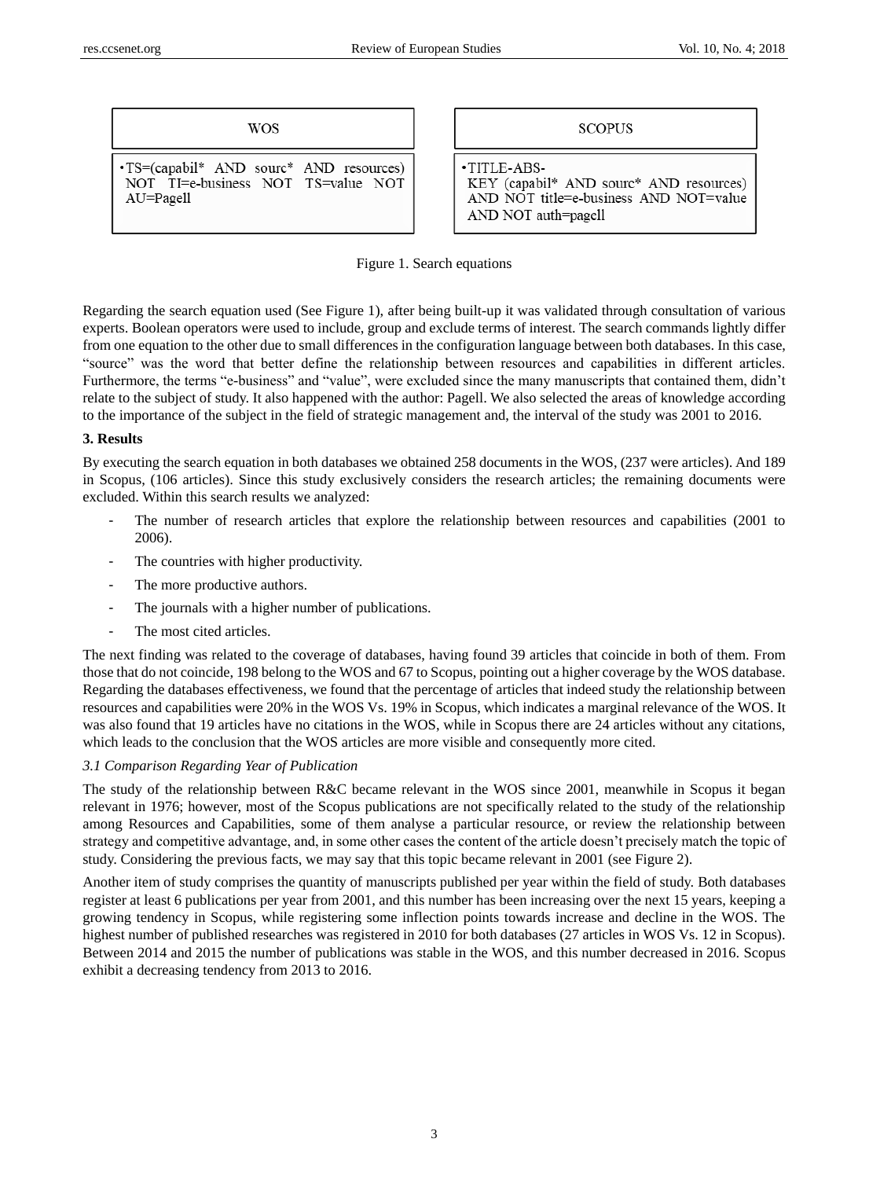| WOS | SCOPUS |
| --- | --- |
| •TS=(capabil* AND sourc* AND resources) NOT TI=e-business NOT TS=value NOT AU=Pagell | •TITLE-ABS-KEY (capabil* AND sourc* AND resources) AND NOT title=e-business AND NOT=value AND NOT auth=pagell |

Figure 1. Search equations

Regarding the search equation used (See Figure 1), after being built-up it was validated through consultation of various experts. Boolean operators were used to include, group and exclude terms of interest. The search commands lightly differ from one equation to the other due to small differences in the configuration language between both databases. In this case, "source" was the word that better define the relationship between resources and capabilities in different articles. Furthermore, the terms "e-business" and "value", were excluded since the many manuscripts that contained them, didn't relate to the subject of study. It also happened with the author: Pagell. We also selected the areas of knowledge according to the importance of the subject in the field of strategic management and, the interval of the study was 2001 to 2016.

## 3. Results

By executing the search equation in both databases we obtained 258 documents in the WOS, (237 were articles). And 189 in Scopus, (106 articles). Since this study exclusively considers the research articles; the remaining documents were excluded. Within this search results we analyzed:

- The number of research articles that explore the relationship between resources and capabilities (2001 to 2006).
- The countries with higher productivity.
- The more productive authors.
- The journals with a higher number of publications.
- The most cited articles.

The next finding was related to the coverage of databases, having found 39 articles that coincide in both of them. From those that do not coincide, 198 belong to the WOS and 67 to Scopus, pointing out a higher coverage by the WOS database. Regarding the databases effectiveness, we found that the percentage of articles that indeed study the relationship between resources and capabilities were 20% in the WOS Vs. 19% in Scopus, which indicates a marginal relevance of the WOS. It was also found that 19 articles have no citations in the WOS, while in Scopus there are 24 articles without any citations, which leads to the conclusion that the WOS articles are more visible and consequently more cited.

### *3.1 Comparison Regarding Year of Publication*

The study of the relationship between R&C became relevant in the WOS since 2001, meanwhile in Scopus it began relevant in 1976; however, most of the Scopus publications are not specifically related to the study of the relationship among Resources and Capabilities, some of them analyse a particular resource, or review the relationship between strategy and competitive advantage, and, in some other cases the content of the article doesn't precisely match the topic of study. Considering the previous facts, we may say that this topic became relevant in 2001 (see Figure 2).

Another item of study comprises the quantity of manuscripts published per year within the field of study. Both databases register at least 6 publications per year from 2001, and this number has been increasing over the next 15 years, keeping a growing tendency in Scopus, while registering some inflection points towards increase and decline in the WOS. The highest number of published researches was registered in 2010 for both databases (27 articles in WOS Vs. 12 in Scopus). Between 2014 and 2015 the number of publications was stable in the WOS, and this number decreased in 2016. Scopus exhibit a decreasing tendency from 2013 to 2016.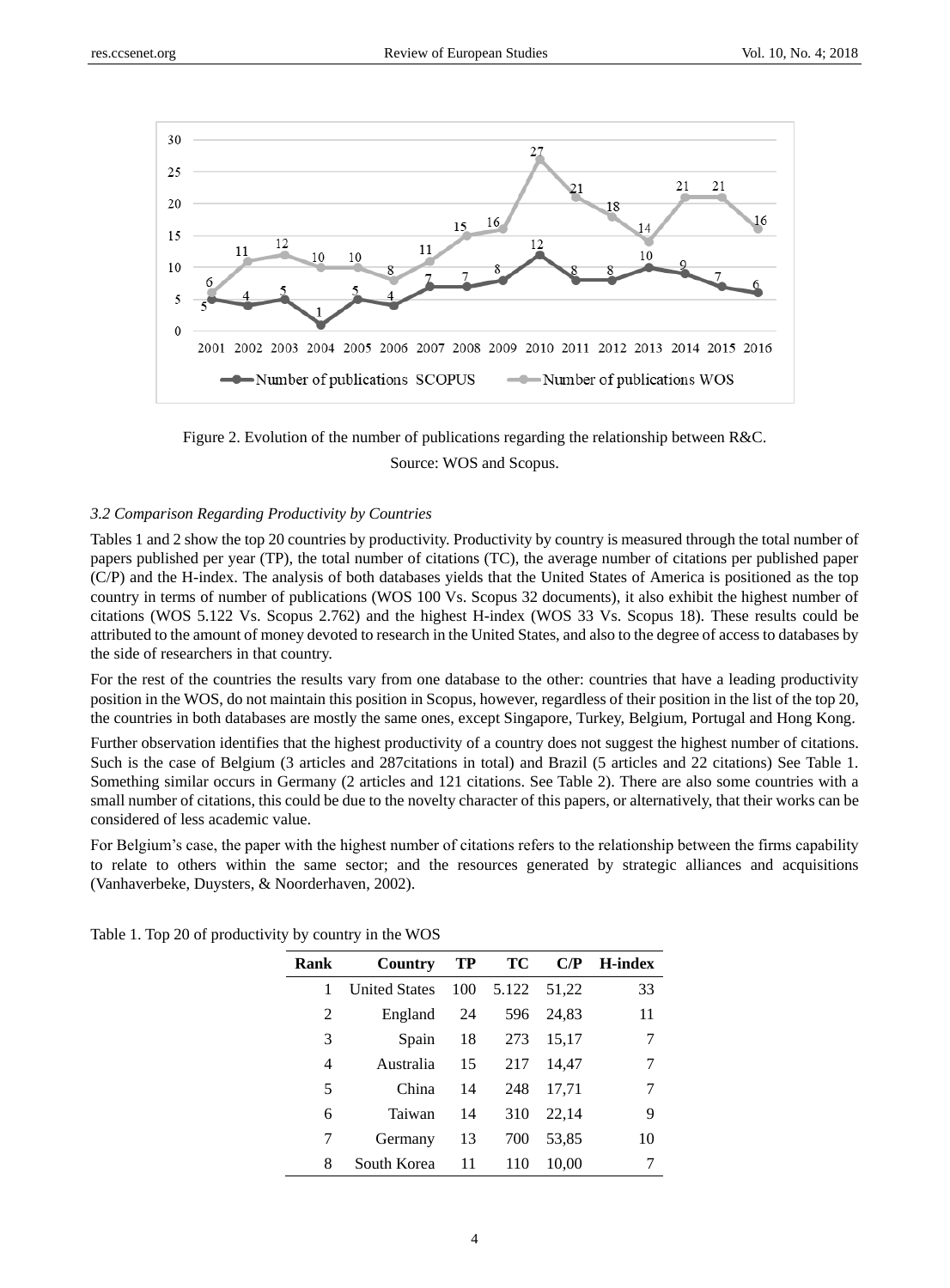Figure 2. Evolution of the number of publications regarding the relationship between R&C.

Source: WOS and Scopus.

### *3.2 Comparison Regarding Productivity by Countries*

Tables 1 and 2 show the top 20 countries by productivity. Productivity by country is measured through the total number of papers published per year (TP), the total number of citations (TC), the average number of citations per published paper (C/P) and the H-index. The analysis of both databases yields that the United States of America is positioned as the top country in terms of number of publications (WOS 100 Vs. Scopus 32 documents), it also exhibit the highest number of citations (WOS 5.122 Vs. Scopus 2.762) and the highest H-index (WOS 33 Vs. Scopus 18). These results could be attributed to the amount of money devoted to research in the United States, and also to the degree of access to databases by the side of researchers in that country.

For the rest of the countries the results vary from one database to the other: countries that have a leading productivity position in the WOS, do not maintain this position in Scopus, however, regardless of their position in the list of the top 20, the countries in both databases are mostly the same ones, except Singapore, Turkey, Belgium, Portugal and Hong Kong.

Further observation identifies that the highest productivity of a country does not suggest the highest number of citations. Such is the case of Belgium (3 articles and 287citations in total) and Brazil (5 articles and 22 citations) See Table 1. Something similar occurs in Germany (2 articles and 121 citations. See Table 2). There are also some countries with a small number of citations, this could be due to the novelty character of this papers, or alternatively, that their works can be considered of less academic value.

For Belgium's case, the paper with the highest number of citations refers to the relationship between the firms capability to relate to others within the same sector; and the resources generated by strategic alliances and acquisitions (Vanhaverbeke, Duysters, & Noorderhaven, 2002).

Table 1. Top 20 of productivity by country in the WOS

| Rank | Country | TP | TC | C/P | H-index |
|---|---|---|---|---|---|
| 1 | United States | 100 | 5.122 | 51,22 | 33 |
| 2 | England | 24 | 596 | 24,83 | 11 |
| 3 | Spain | 18 | 273 | 15,17 | 7 |
| 4 | Australia | 15 | 217 | 14,47 | 7 |
| 5 | China | 14 | 248 | 17,71 | 7 |
| 6 | Taiwan | 14 | 310 | 22,14 | 9 |
| 7 | Germany | 13 | 700 | 53,85 | 10 |
| 8 | South Korea | 11 | 110 | 10,00 | 7 |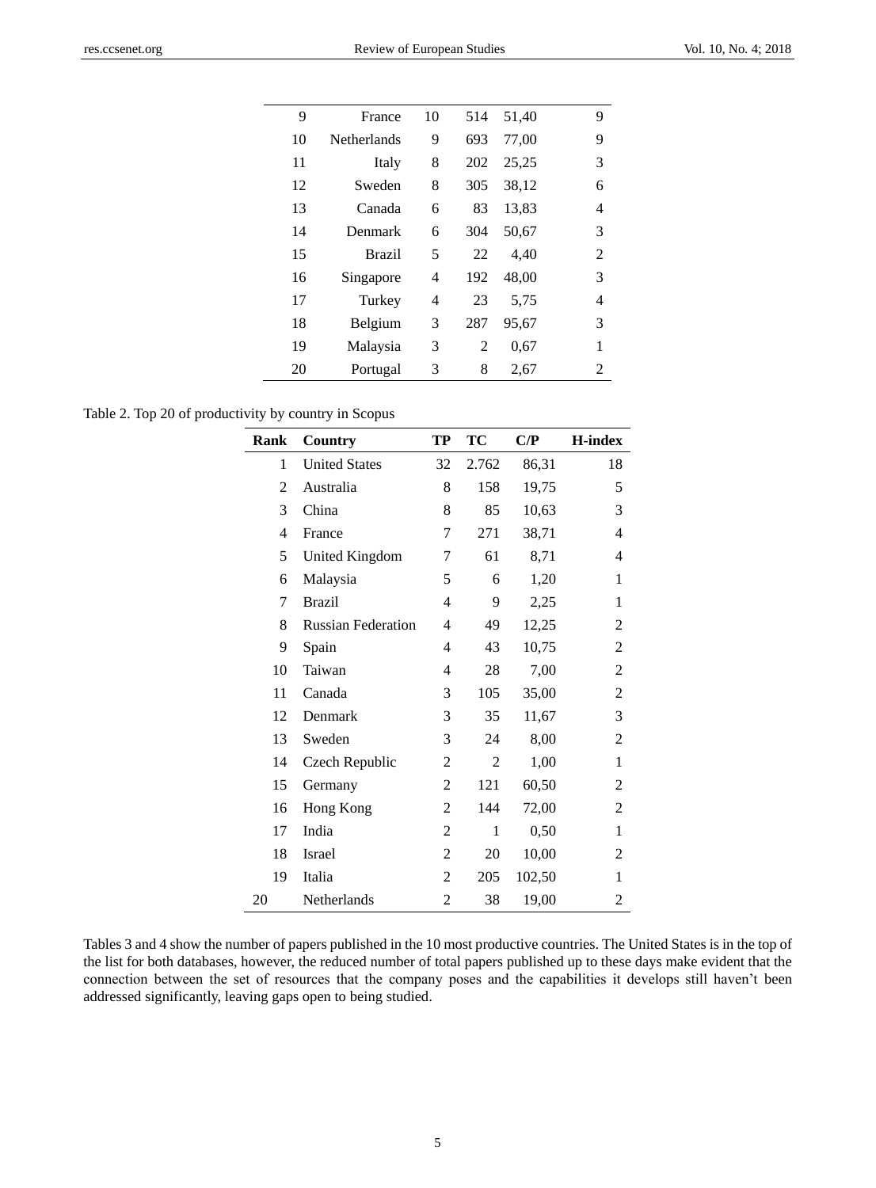| 9 | France | 10 | 514 | 51,40 | 9 |
|---|---|---|---|---|---|
| 10 | Netherlands | 9 | 693 | 77,00 | 9 |
| 11 | Italy | 8 | 202 | 25,25 | 3 |
| 12 | Sweden | 8 | 305 | 38,12 | 6 |
| 13 | Canada | 6 | 83 | 13,83 | 4 |
| 14 | Denmark | 6 | 304 | 50,67 | 3 |
| 15 | Brazil | 5 | 22 | 4,40 | 2 |
| 16 | Singapore | 4 | 192 | 48,00 | 3 |
| 17 | Turkey | 4 | 23 | 5,75 | 4 |
| 18 | Belgium | 3 | 287 | 95,67 | 3 |
| 19 | Malaysia | 3 | 2 | 0,67 | 1 |
| 20 | Portugal | 3 | 8 | 2,67 | 2 |

Table 2. Top 20 of productivity by country in Scopus

| Rank | Country | TP | TC | C/P | H-index |
|---|---|---|---|---|---|
| 1 | United States | 32 | 2.762 | 86,31 | 18 |
| 2 | Australia | 8 | 158 | 19,75 | 5 |
| 3 | China | 8 | 85 | 10,63 | 3 |
| 4 | France | 7 | 271 | 38,71 | 4 |
| 5 | United Kingdom | 7 | 61 | 8,71 | 4 |
| 6 | Malaysia | 5 | 6 | 1,20 | 1 |
| 7 | Brazil | 4 | 9 | 2,25 | 1 |
| 8 | Russian Federation | 4 | 49 | 12,25 | 2 |
| 9 | Spain | 4 | 43 | 10,75 | 2 |
| 10 | Taiwan | 4 | 28 | 7,00 | 2 |
| 11 | Canada | 3 | 105 | 35,00 | 2 |
| 12 | Denmark | 3 | 35 | 11,67 | 3 |
| 13 | Sweden | 3 | 24 | 8,00 | 2 |
| 14 | Czech Republic | 2 | 2 | 1,00 | 1 |
| 15 | Germany | 2 | 121 | 60,50 | 2 |
| 16 | Hong Kong | 2 | 144 | 72,00 | 2 |
| 17 | India | 2 | 1 | 0,50 | 1 |
| 18 | Israel | 2 | 20 | 10,00 | 2 |
| 19 | Italia | 2 | 205 | 102,50 | 1 |
| 20 | Netherlands | 2 | 38 | 19,00 | 2 |

Tables 3 and 4 show the number of papers published in the 10 most productive countries. The United States is in the top of the list for both databases, however, the reduced number of total papers published up to these days make evident that the connection between the set of resources that the company poses and the capabilities it develops still haven't been addressed significantly, leaving gaps open to being studied.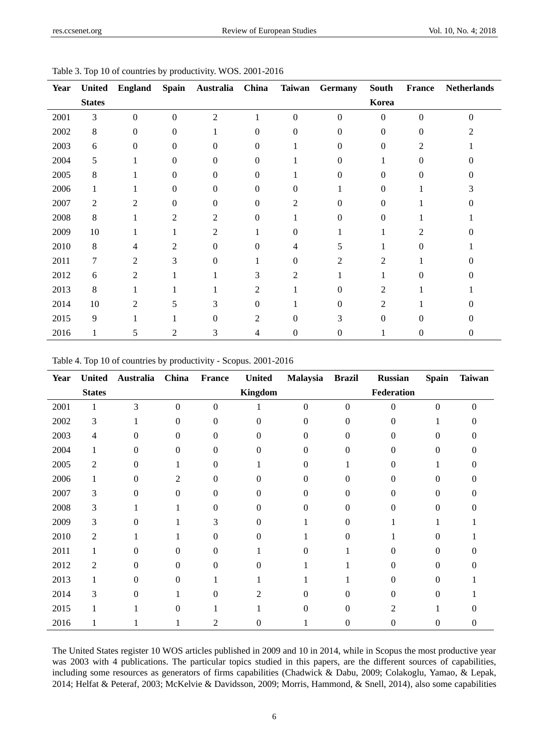Table 3. Top 10 of countries by productivity. WOS. 2001-2016

| Year | United States | England | Spain | Australia | China | Taiwan | Germany | South Korea | France | Netherlands |
|---|---|---|---|---|---|---|---|---|---|---|
| 2001 | 3 | 0 | 0 | 2 | 1 | 0 | 0 | 0 | 0 | 0 |
| 2002 | 8 | 0 | 0 | 1 | 0 | 0 | 0 | 0 | 0 | 2 |
| 2003 | 6 | 0 | 0 | 0 | 0 | 1 | 0 | 0 | 2 | 1 |
| 2004 | 5 | 1 | 0 | 0 | 0 | 1 | 0 | 1 | 0 | 0 |
| 2005 | 8 | 1 | 0 | 0 | 0 | 1 | 0 | 0 | 0 | 0 |
| 2006 | 1 | 1 | 0 | 0 | 0 | 0 | 1 | 0 | 1 | 3 |
| 2007 | 2 | 2 | 0 | 0 | 0 | 2 | 0 | 0 | 1 | 0 |
| 2008 | 8 | 1 | 2 | 2 | 0 | 1 | 0 | 0 | 1 | 1 |
| 2009 | 10 | 1 | 1 | 2 | 1 | 0 | 1 | 1 | 2 | 0 |
| 2010 | 8 | 4 | 2 | 0 | 0 | 4 | 5 | 1 | 0 | 1 |
| 2011 | 7 | 2 | 3 | 0 | 1 | 0 | 2 | 2 | 1 | 0 |
| 2012 | 6 | 2 | 1 | 1 | 3 | 2 | 1 | 1 | 0 | 0 |
| 2013 | 8 | 1 | 1 | 1 | 2 | 1 | 0 | 2 | 1 | 1 |
| 2014 | 10 | 2 | 5 | 3 | 0 | 1 | 0 | 2 | 1 | 0 |
| 2015 | 9 | 1 | 1 | 0 | 2 | 0 | 3 | 0 | 0 | 0 |
| 2016 | 1 | 5 | 2 | 3 | 4 | 0 | 0 | 1 | 0 | 0 |

Table 4. Top 10 of countries by productivity - Scopus. 2001-2016

| Year | United States | Australia | China | France | United Kingdom | Malaysia | Brazil | Russian Federation | Spain | Taiwan |
|---|---|---|---|---|---|---|---|---|---|---|
| 2001 | 1 | 3 | 0 | 0 | 1 | 0 | 0 | 0 | 0 | 0 |
| 2002 | 3 | 1 | 0 | 0 | 0 | 0 | 0 | 0 | 1 | 0 |
| 2003 | 4 | 0 | 0 | 0 | 0 | 0 | 0 | 0 | 0 | 0 |
| 2004 | 1 | 0 | 0 | 0 | 0 | 0 | 0 | 0 | 0 | 0 |
| 2005 | 2 | 0 | 1 | 0 | 1 | 0 | 1 | 0 | 1 | 0 |
| 2006 | 1 | 0 | 2 | 0 | 0 | 0 | 0 | 0 | 0 | 0 |
| 2007 | 3 | 0 | 0 | 0 | 0 | 0 | 0 | 0 | 0 | 0 |
| 2008 | 3 | 1 | 1 | 0 | 0 | 0 | 0 | 0 | 0 | 0 |
| 2009 | 3 | 0 | 1 | 3 | 0 | 1 | 0 | 1 | 1 | 1 |
| 2010 | 2 | 1 | 1 | 0 | 0 | 1 | 0 | 1 | 0 | 1 |
| 2011 | 1 | 0 | 0 | 0 | 1 | 0 | 1 | 0 | 0 | 0 |
| 2012 | 2 | 0 | 0 | 0 | 0 | 1 | 1 | 0 | 0 | 0 |
| 2013 | 1 | 0 | 0 | 1 | 1 | 1 | 1 | 0 | 0 | 1 |
| 2014 | 3 | 0 | 1 | 0 | 2 | 0 | 0 | 0 | 0 | 1 |
| 2015 | 1 | 1 | 0 | 1 | 1 | 0 | 0 | 2 | 1 | 0 |
| 2016 | 1 | 1 | 1 | 2 | 0 | 1 | 0 | 0 | 0 | 0 |

The United States register 10 WOS articles published in 2009 and 10 in 2014, while in Scopus the most productive year was 2003 with 4 publications. The particular topics studied in this papers, are the different sources of capabilities, including some resources as generators of firms capabilities (Chadwick & Dabu, 2009; Colakoglu, Yamao, & Lepak, 2014; Helfat & Peteraf, 2003; McKelvie & Davidsson, 2009; Morris, Hammond, & Snell, 2014), also some capabilities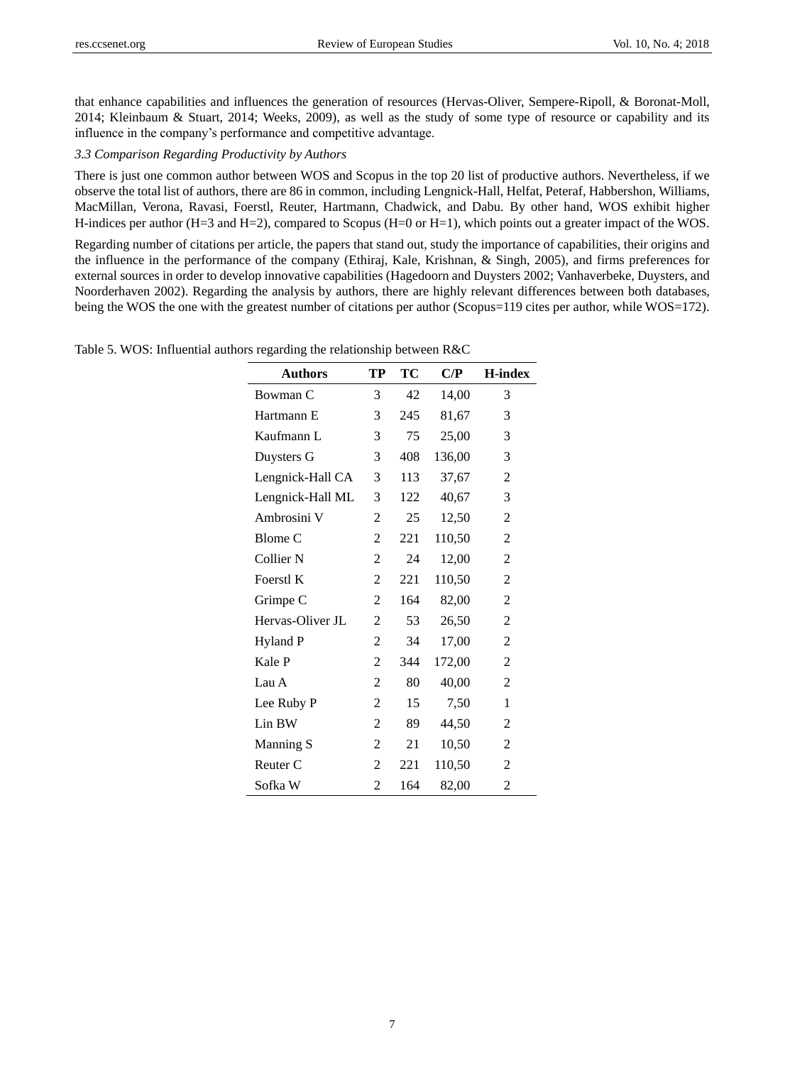that enhance capabilities and influences the generation of resources (Hervas-Oliver, Sempere-Ripoll, & Boronat-Moll, 2014; Kleinbaum & Stuart, 2014; Weeks, 2009), as well as the study of some type of resource or capability and its influence in the company's performance and competitive advantage.

### *3.3 Comparison Regarding Productivity by Authors*

There is just one common author between WOS and Scopus in the top 20 list of productive authors. Nevertheless, if we observe the total list of authors, there are 86 in common, including Lengnick-Hall, Helfat, Peteraf, Habbershon, Williams, MacMillan, Verona, Ravasi, Foerstl, Reuter, Hartmann, Chadwick, and Dabu. By other hand, WOS exhibit higher H-indices per author (H=3 and H=2), compared to Scopus (H=0 or H=1), which points out a greater impact of the WOS.

Regarding number of citations per article, the papers that stand out, study the importance of capabilities, their origins and the influence in the performance of the company (Ethiraj, Kale, Krishnan, & Singh, 2005), and firms preferences for external sources in order to develop innovative capabilities (Hagedoorn and Duysters 2002; Vanhaverbeke, Duysters, and Noorderhaven 2002). Regarding the analysis by authors, there are highly relevant differences between both databases, being the WOS the one with the greatest number of citations per author (Scopus=119 cites per author, while WOS=172).

Table 5. WOS: Influential authors regarding the relationship between R&C

| Authors | TP | TC | C/P | H-index |
|---|---|---|---|---|
| Bowman C | 3 | 42 | 14,00 | 3 |
| Hartmann E | 3 | 245 | 81,67 | 3 |
| Kaufmann L | 3 | 75 | 25,00 | 3 |
| Duysters G | 3 | 408 | 136,00 | 3 |
| Lengnick-Hall CA | 3 | 113 | 37,67 | 2 |
| Lengnick-Hall ML | 3 | 122 | 40,67 | 3 |
| Ambrosini V | 2 | 25 | 12,50 | 2 |
| Blome C | 2 | 221 | 110,50 | 2 |
| Collier N | 2 | 24 | 12,00 | 2 |
| Foerstl K | 2 | 221 | 110,50 | 2 |
| Grimpe C | 2 | 164 | 82,00 | 2 |
| Hervas-Oliver JL | 2 | 53 | 26,50 | 2 |
| Hyland P | 2 | 34 | 17,00 | 2 |
| Kale P | 2 | 344 | 172,00 | 2 |
| Lau A | 2 | 80 | 40,00 | 2 |
| Lee Ruby P | 2 | 15 | 7,50 | 1 |
| Lin BW | 2 | 89 | 44,50 | 2 |
| Manning S | 2 | 21 | 10,50 | 2 |
| Reuter C | 2 | 221 | 110,50 | 2 |
| Sofka W | 2 | 164 | 82,00 | 2 |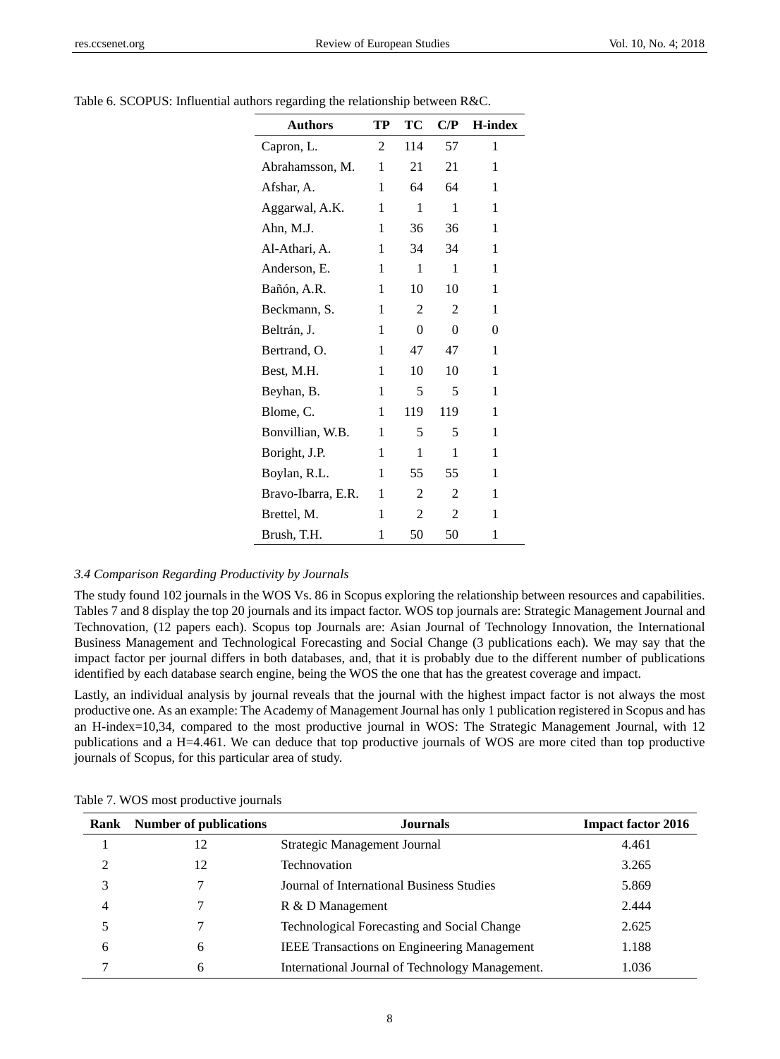Table 6. SCOPUS: Influential authors regarding the relationship between R&C.

| Authors | TP | TC | C/P | H-index |
|---|---|---|---|---|
| Capron, L. | 2 | 114 | 57 | 1 |
| Abrahamsson, M. | 1 | 21 | 21 | 1 |
| Afshar, A. | 1 | 64 | 64 | 1 |
| Aggarwal, A.K. | 1 | 1 | 1 | 1 |
| Ahn, M.J. | 1 | 36 | 36 | 1 |
| Al-Athari, A. | 1 | 34 | 34 | 1 |
| Anderson, E. | 1 | 1 | 1 | 1 |
| Bañón, A.R. | 1 | 10 | 10 | 1 |
| Beckmann, S. | 1 | 2 | 2 | 1 |
| Beltrán, J. | 1 | 0 | 0 | 0 |
| Bertrand, O. | 1 | 47 | 47 | 1 |
| Best, M.H. | 1 | 10 | 10 | 1 |
| Beyhan, B. | 1 | 5 | 5 | 1 |
| Blome, C. | 1 | 119 | 119 | 1 |
| Bonvillian, W.B. | 1 | 5 | 5 | 1 |
| Boright, J.P. | 1 | 1 | 1 | 1 |
| Boylan, R.L. | 1 | 55 | 55 | 1 |
| Bravo-Ibarra, E.R. | 1 | 2 | 2 | 1 |
| Brettel, M. | 1 | 2 | 2 | 1 |
| Brush, T.H. | 1 | 50 | 50 | 1 |

### *3.4 Comparison Regarding Productivity by Journals*

The study found 102 journals in the WOS Vs. 86 in Scopus exploring the relationship between resources and capabilities. Tables 7 and 8 display the top 20 journals and its impact factor. WOS top journals are: Strategic Management Journal and Technovation, (12 papers each). Scopus top Journals are: Asian Journal of Technology Innovation, the International Business Management and Technological Forecasting and Social Change (3 publications each). We may say that the impact factor per journal differs in both databases, and, that it is probably due to the different number of publications identified by each database search engine, being the WOS the one that has the greatest coverage and impact.

Lastly, an individual analysis by journal reveals that the journal with the highest impact factor is not always the most productive one. As an example: The Academy of Management Journal has only 1 publication registered in Scopus and has an H-index=10,34, compared to the most productive journal in WOS: The Strategic Management Journal, with 12 publications and a H=4.461. We can deduce that top productive journals of WOS are more cited than top productive journals of Scopus, for this particular area of study.

Table 7. WOS most productive journals

| Rank | Number of publications | Journals | Impact factor 2016 |
|---|---|---|---|
| 1 | 12 | Strategic Management Journal | 4.461 |
| 2 | 12 | Technovation | 3.265 |
| 3 | 7 | Journal of International Business Studies | 5.869 |
| 4 | 7 | R & D Management | 2.444 |
| 5 | 7 | Technological Forecasting and Social Change | 2.625 |
| 6 | 6 | IEEE Transactions on Engineering Management | 1.188 |
| 7 | 6 | International Journal of Technology Management. | 1.036 |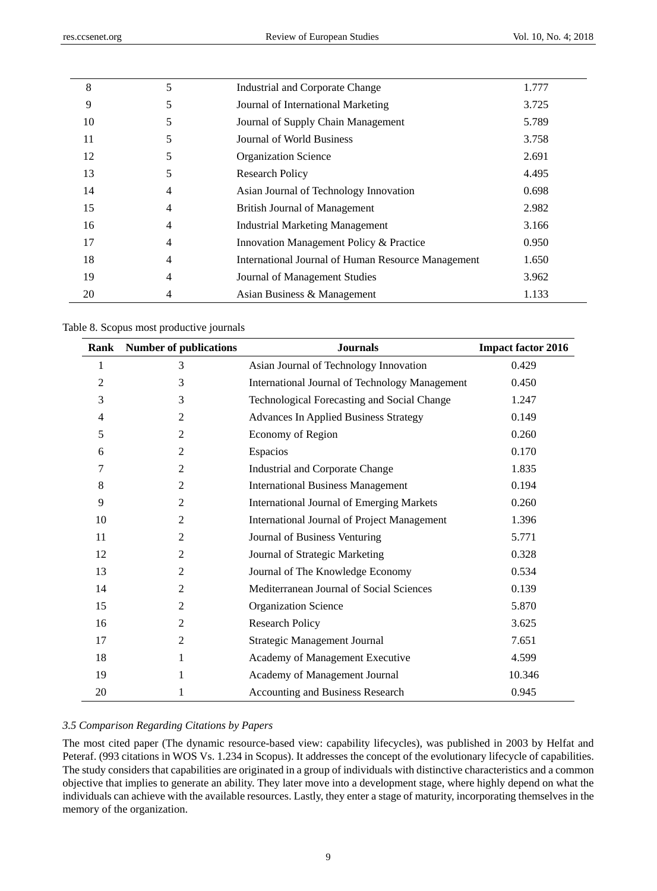| | | | |
|---|---|---|---|
| 8 | 5 | Industrial and Corporate Change | 1.777 |
| 9 | 5 | Journal of International Marketing | 3.725 |
| 10 | 5 | Journal of Supply Chain Management | 5.789 |
| 11 | 5 | Journal of World Business | 3.758 |
| 12 | 5 | Organization Science | 2.691 |
| 13 | 5 | Research Policy | 4.495 |
| 14 | 4 | Asian Journal of Technology Innovation | 0.698 |
| 15 | 4 | British Journal of Management | 2.982 |
| 16 | 4 | Industrial Marketing Management | 3.166 |
| 17 | 4 | Innovation Management Policy & Practice | 0.950 |
| 18 | 4 | International Journal of Human Resource Management | 1.650 |
| 19 | 4 | Journal of Management Studies | 3.962 |
| 20 | 4 | Asian Business & Management | 1.133 |

Table 8. Scopus most productive journals

| Rank | Number of publications | Journals | Impact factor 2016 |
|---|---|---|---|
| 1 | 3 | Asian Journal of Technology Innovation | 0.429 |
| 2 | 3 | International Journal of Technology Management | 0.450 |
| 3 | 3 | Technological Forecasting and Social Change | 1.247 |
| 4 | 2 | Advances In Applied Business Strategy | 0.149 |
| 5 | 2 | Economy of Region | 0.260 |
| 6 | 2 | Espacios | 0.170 |
| 7 | 2 | Industrial and Corporate Change | 1.835 |
| 8 | 2 | International Business Management | 0.194 |
| 9 | 2 | International Journal of Emerging Markets | 0.260 |
| 10 | 2 | International Journal of Project Management | 1.396 |
| 11 | 2 | Journal of Business Venturing | 5.771 |
| 12 | 2 | Journal of Strategic Marketing | 0.328 |
| 13 | 2 | Journal of The Knowledge Economy | 0.534 |
| 14 | 2 | Mediterranean Journal of Social Sciences | 0.139 |
| 15 | 2 | Organization Science | 5.870 |
| 16 | 2 | Research Policy | 3.625 |
| 17 | 2 | Strategic Management Journal | 7.651 |
| 18 | 1 | Academy of Management Executive | 4.599 |
| 19 | 1 | Academy of Management Journal | 10.346 |
| 20 | 1 | Accounting and Business Research | 0.945 |

### *3.5 Comparison Regarding Citations by Papers*

The most cited paper (The dynamic resource-based view: capability lifecycles), was published in 2003 by Helfat and Peteraf. (993 citations in WOS Vs. 1.234 in Scopus). It addresses the concept of the evolutionary lifecycle of capabilities. The study considers that capabilities are originated in a group of individuals with distinctive characteristics and a common objective that implies to generate an ability. They later move into a development stage, where highly depend on what the individuals can achieve with the available resources. Lastly, they enter a stage of maturity, incorporating themselves in the memory of the organization.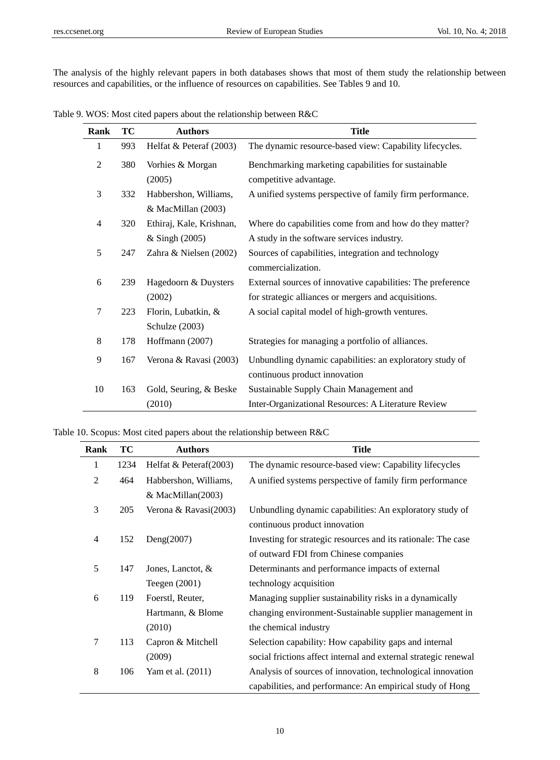The analysis of the highly relevant papers in both databases shows that most of them study the relationship between resources and capabilities, or the influence of resources on capabilities. See Tables 9 and 10.

Table 9. WOS: Most cited papers about the relationship between R&C

| Rank | TC | Authors | Title |
|---|---|---|---|
| 1 | 993 | Helfat & Peteraf (2003) | The dynamic resource-based view: Capability lifecycles. |
| 2 | 380 | Vorhies & Morgan (2005) | Benchmarking marketing capabilities for sustainable competitive advantage. |
| 3 | 332 | Habbershon, Williams, & MacMillan (2003) | A unified systems perspective of family firm performance. |
| 4 | 320 | Ethiraj, Kale, Krishnan, & Singh (2005) | Where do capabilities come from and how do they matter? A study in the software services industry. |
| 5 | 247 | Zahra & Nielsen (2002) | Sources of capabilities, integration and technology commercialization. |
| 6 | 239 | Hagedoorn & Duysters (2002) | External sources of innovative capabilities: The preference for strategic alliances or mergers and acquisitions. |
| 7 | 223 | Florin, Lubatkin, & Schulze (2003) | A social capital model of high-growth ventures. |
| 8 | 178 | Hoffmann (2007) | Strategies for managing a portfolio of alliances. |
| 9 | 167 | Verona & Ravasi (2003) | Unbundling dynamic capabilities: an exploratory study of continuous product innovation |
| 10 | 163 | Gold, Seuring, & Beske (2010) | Sustainable Supply Chain Management and Inter-Organizational Resources: A Literature Review |

Table 10. Scopus: Most cited papers about the relationship between R&C

| Rank | TC | Authors | Title |
|---|---|---|---|
| 1 | 1234 | Helfat & Peteraf(2003) | The dynamic resource-based view: Capability lifecycles |
| 2 | 464 | Habbershon, Williams, & MacMillan(2003) | A unified systems perspective of family firm performance |
| 3 | 205 | Verona & Ravasi(2003) | Unbundling dynamic capabilities: An exploratory study of continuous product innovation |
| 4 | 152 | Deng(2007) | Investing for strategic resources and its rationale: The case of outward FDI from Chinese companies |
| 5 | 147 | Jones, Lanctot, & Teegen (2001) | Determinants and performance impacts of external technology acquisition |
| 6 | 119 | Foerstl, Reuter, Hartmann, & Blome (2010) | Managing supplier sustainability risks in a dynamically changing environment-Sustainable supplier management in the chemical industry |
| 7 | 113 | Capron & Mitchell (2009) | Selection capability: How capability gaps and internal social frictions affect internal and external strategic renewal |
| 8 | 106 | Yam et al. (2011) | Analysis of sources of innovation, technological innovation capabilities, and performance: An empirical study of Hong |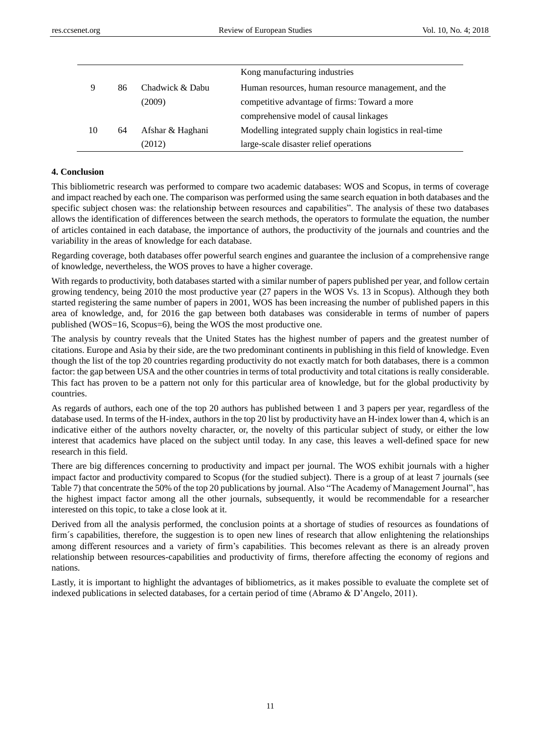| | | | Kong manufacturing industries |
|---|---|---|---|
| 9 | 86 | Chadwick & Dabu (2009) | Human resources, human resource management, and the competitive advantage of firms: Toward a more comprehensive model of causal linkages |
| 10 | 64 | Afshar & Haghani (2012) | Modelling integrated supply chain logistics in real-time large-scale disaster relief operations |

**4. Conclusion**

This bibliometric research was performed to compare two academic databases: WOS and Scopus, in terms of coverage and impact reached by each one. The comparison was performed using the same search equation in both databases and the specific subject chosen was: the relationship between resources and capabilities". The analysis of these two databases allows the identification of differences between the search methods, the operators to formulate the equation, the number of articles contained in each database, the importance of authors, the productivity of the journals and countries and the variability in the areas of knowledge for each database.

Regarding coverage, both databases offer powerful search engines and guarantee the inclusion of a comprehensive range of knowledge, nevertheless, the WOS proves to have a higher coverage.

With regards to productivity, both databases started with a similar number of papers published per year, and follow certain growing tendency, being 2010 the most productive year (27 papers in the WOS Vs. 13 in Scopus). Although they both started registering the same number of papers in 2001, WOS has been increasing the number of published papers in this area of knowledge, and, for 2016 the gap between both databases was considerable in terms of number of papers published (WOS=16, Scopus=6), being the WOS the most productive one.

The analysis by country reveals that the United States has the highest number of papers and the greatest number of citations. Europe and Asia by their side, are the two predominant continents in publishing in this field of knowledge. Even though the list of the top 20 countries regarding productivity do not exactly match for both databases, there is a common factor: the gap between USA and the other countries in terms of total productivity and total citations is really considerable. This fact has proven to be a pattern not only for this particular area of knowledge, but for the global productivity by countries.

As regards of authors, each one of the top 20 authors has published between 1 and 3 papers per year, regardless of the database used. In terms of the H-index, authors in the top 20 list by productivity have an H-index lower than 4, which is an indicative either of the authors novelty character, or, the novelty of this particular subject of study, or either the low interest that academics have placed on the subject until today. In any case, this leaves a well-defined space for new research in this field.

There are big differences concerning to productivity and impact per journal. The WOS exhibit journals with a higher impact factor and productivity compared to Scopus (for the studied subject). There is a group of at least 7 journals (see Table 7) that concentrate the 50% of the top 20 publications by journal. Also "The Academy of Management Journal", has the highest impact factor among all the other journals, subsequently, it would be recommendable for a researcher interested on this topic, to take a close look at it.

Derived from all the analysis performed, the conclusion points at a shortage of studies of resources as foundations of firm´s capabilities, therefore, the suggestion is to open new lines of research that allow enlightening the relationships among different resources and a variety of firm's capabilities. This becomes relevant as there is an already proven relationship between resources-capabilities and productivity of firms, therefore affecting the economy of regions and nations.

Lastly, it is important to highlight the advantages of bibliometrics, as it makes possible to evaluate the complete set of indexed publications in selected databases, for a certain period of time (Abramo & D'Angelo, 2011).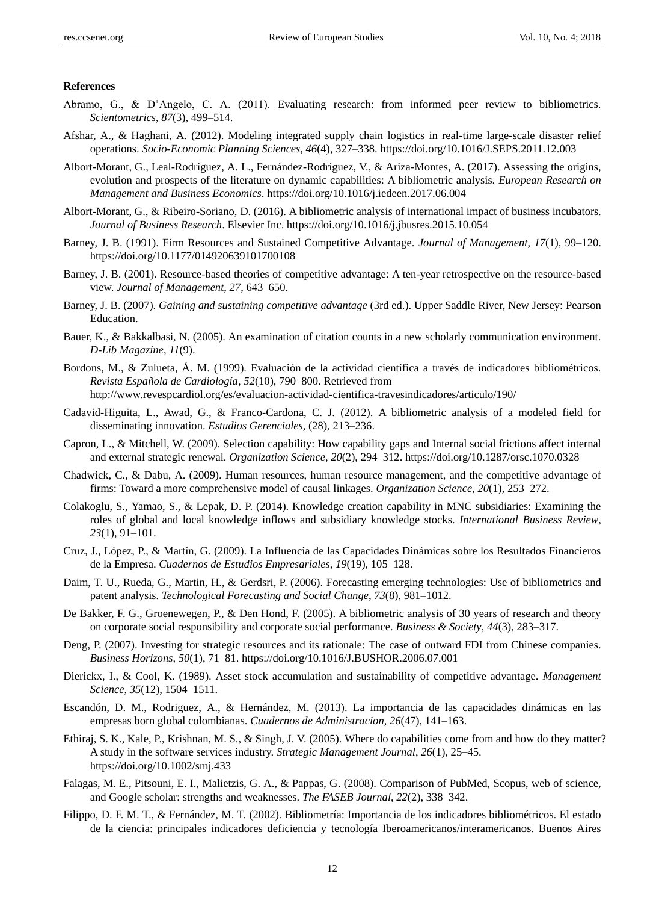**References**

Abramo, G., & D'Angelo, C. A. (2011). Evaluating research: from informed peer review to bibliometrics. *Scientometrics*, *87*(3), 499–514.

Afshar, A., & Haghani, A. (2012). Modeling integrated supply chain logistics in real-time large-scale disaster relief operations. *Socio-Economic Planning Sciences*, *46*(4), 327–338. https://doi.org/10.1016/J.SEPS.2011.12.003

Albort-Morant, G., Leal-Rodríguez, A. L., Fernández-Rodríguez, V., & Ariza-Montes, A. (2017). Assessing the origins, evolution and prospects of the literature on dynamic capabilities: A bibliometric analysis. *European Research on Management and Business Economics*. https://doi.org/10.1016/j.iedeen.2017.06.004

Albort-Morant, G., & Ribeiro-Soriano, D. (2016). A bibliometric analysis of international impact of business incubators. *Journal of Business Research*. Elsevier Inc. https://doi.org/10.1016/j.jbusres.2015.10.054

Barney, J. B. (1991). Firm Resources and Sustained Competitive Advantage. *Journal of Management*, *17*(1), 99–120. https://doi.org/10.1177/014920639101700108

Barney, J. B. (2001). Resource-based theories of competitive advantage: A ten-year retrospective on the resource-based view. *Journal of Management*, *27*, 643–650.

Barney, J. B. (2007). *Gaining and sustaining competitive advantage* (3rd ed.). Upper Saddle River, New Jersey: Pearson Education.

Bauer, K., & Bakkalbasi, N. (2005). An examination of citation counts in a new scholarly communication environment. *D-Lib Magazine*, *11*(9).

Bordons, M., & Zulueta, Á. M. (1999). Evaluación de la actividad científica a través de indicadores bibliométricos. *Revista Española de Cardiología*, *52*(10), 790–800. Retrieved from http://www.revespcardiol.org/es/evaluacion-actividad-cientifica-travesindicadores/articulo/190/

Cadavid-Higuita, L., Awad, G., & Franco-Cardona, C. J. (2012). A bibliometric analysis of a modeled field for disseminating innovation. *Estudios Gerenciales*, (28), 213–236.

Capron, L., & Mitchell, W. (2009). Selection capability: How capability gaps and Internal social frictions affect internal and external strategic renewal. *Organization Science*, *20*(2), 294–312. https://doi.org/10.1287/orsc.1070.0328

Chadwick, C., & Dabu, A. (2009). Human resources, human resource management, and the competitive advantage of firms: Toward a more comprehensive model of causal linkages. *Organization Science*, *20*(1), 253–272.

Colakoglu, S., Yamao, S., & Lepak, D. P. (2014). Knowledge creation capability in MNC subsidiaries: Examining the roles of global and local knowledge inflows and subsidiary knowledge stocks. *International Business Review*, *23*(1), 91–101.

Cruz, J., López, P., & Martín, G. (2009). La Influencia de las Capacidades Dinámicas sobre los Resultados Financieros de la Empresa. *Cuadernos de Estudios Empresariales*, *19*(19), 105–128.

Daim, T. U., Rueda, G., Martin, H., & Gerdsri, P. (2006). Forecasting emerging technologies: Use of bibliometrics and patent analysis. *Technological Forecasting and Social Change*, *73*(8), 981–1012.

De Bakker, F. G., Groenewegen, P., & Den Hond, F. (2005). A bibliometric analysis of 30 years of research and theory on corporate social responsibility and corporate social performance. *Business & Society*, *44*(3), 283–317.

Deng, P. (2007). Investing for strategic resources and its rationale: The case of outward FDI from Chinese companies. *Business Horizons*, *50*(1), 71–81. https://doi.org/10.1016/J.BUSHOR.2006.07.001

Dierickx, I., & Cool, K. (1989). Asset stock accumulation and sustainability of competitive advantage. *Management Science*, *35*(12), 1504–1511.

Escandón, D. M., Rodriguez, A., & Hernández, M. (2013). La importancia de las capacidades dinámicas en las empresas born global colombianas. *Cuadernos de Administracion*, *26*(47), 141–163.

Ethiraj, S. K., Kale, P., Krishnan, M. S., & Singh, J. V. (2005). Where do capabilities come from and how do they matter? A study in the software services industry. *Strategic Management Journal*, *26*(1), 25–45. https://doi.org/10.1002/smj.433

Falagas, M. E., Pitsouni, E. I., Malietzis, G. A., & Pappas, G. (2008). Comparison of PubMed, Scopus, web of science, and Google scholar: strengths and weaknesses. *The FASEB Journal*, *22*(2), 338–342.

Filippo, D. F. M. T., & Fernández, M. T. (2002). Bibliometría: Importancia de los indicadores bibliométricos. El estado de la ciencia: principales indicadores deficiencia y tecnología Iberoamericanos/interamericanos. Buenos Aires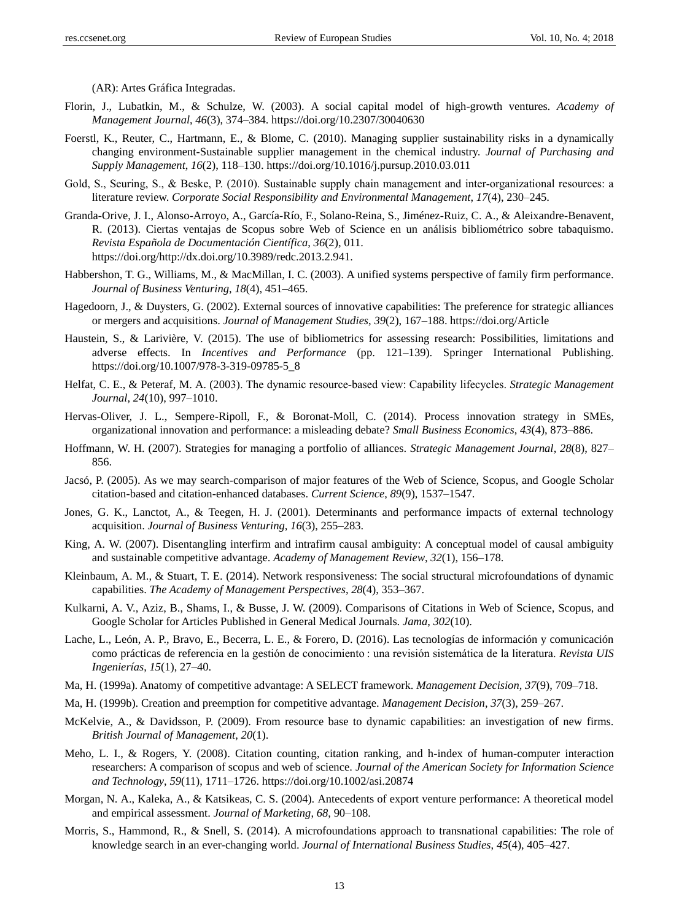(AR): Artes Gráfica Integradas.

Florin, J., Lubatkin, M., & Schulze, W. (2003). A social capital model of high-growth ventures. *Academy of Management Journal*, *46*(3), 374–384. https://doi.org/10.2307/30040630

Foerstl, K., Reuter, C., Hartmann, E., & Blome, C. (2010). Managing supplier sustainability risks in a dynamically changing environment-Sustainable supplier management in the chemical industry. *Journal of Purchasing and Supply Management*, *16*(2), 118–130. https://doi.org/10.1016/j.pursup.2010.03.011

Gold, S., Seuring, S., & Beske, P. (2010). Sustainable supply chain management and inter-organizational resources: a literature review. *Corporate Social Responsibility and Environmental Management*, *17*(4), 230–245.

Granda-Orive, J. I., Alonso-Arroyo, A., García-Río, F., Solano-Reina, S., Jiménez-Ruiz, C. A., & Aleixandre-Benavent, R. (2013). Ciertas ventajas de Scopus sobre Web of Science en un análisis bibliométrico sobre tabaquismo. *Revista Española de Documentación Científica*, *36*(2), 011. https://doi.org/http://dx.doi.org/10.3989/redc.2013.2.941.

Habbershon, T. G., Williams, M., & MacMillan, I. C. (2003). A unified systems perspective of family firm performance. *Journal of Business Venturing*, *18*(4), 451–465.

Hagedoorn, J., & Duysters, G. (2002). External sources of innovative capabilities: The preference for strategic alliances or mergers and acquisitions. *Journal of Management Studies*, *39*(2), 167–188. https://doi.org/Article

Haustein, S., & Larivière, V. (2015). The use of bibliometrics for assessing research: Possibilities, limitations and adverse effects. In *Incentives and Performance* (pp. 121–139). Springer International Publishing. https://doi.org/10.1007/978-3-319-09785-5_8

Helfat, C. E., & Peteraf, M. A. (2003). The dynamic resource-based view: Capability lifecycles. *Strategic Management Journal*, *24*(10), 997–1010.

Hervas-Oliver, J. L., Sempere-Ripoll, F., & Boronat-Moll, C. (2014). Process innovation strategy in SMEs, organizational innovation and performance: a misleading debate? *Small Business Economics*, *43*(4), 873–886.

Hoffmann, W. H. (2007). Strategies for managing a portfolio of alliances. *Strategic Management Journal*, *28*(8), 827–856.

Jacsó, P. (2005). As we may search-comparison of major features of the Web of Science, Scopus, and Google Scholar citation-based and citation-enhanced databases. *Current Science*, *89*(9), 1537–1547.

Jones, G. K., Lanctot, A., & Teegen, H. J. (2001). Determinants and performance impacts of external technology acquisition. *Journal of Business Venturing*, *16*(3), 255–283.

King, A. W. (2007). Disentangling interfirm and intrafirm causal ambiguity: A conceptual model of causal ambiguity and sustainable competitive advantage. *Academy of Management Review*, *32*(1), 156–178.

Kleinbaum, A. M., & Stuart, T. E. (2014). Network responsiveness: The social structural microfoundations of dynamic capabilities. *The Academy of Management Perspectives*, *28*(4), 353–367.

Kulkarni, A. V., Aziz, B., Shams, I., & Busse, J. W. (2009). Comparisons of Citations in Web of Science, Scopus, and Google Scholar for Articles Published in General Medical Journals. *Jama*, *302*(10).

Lache, L., León, A. P., Bravo, E., Becerra, L. E., & Forero, D. (2016). Las tecnologías de información y comunicación como prácticas de referencia en la gestión de conocimiento : una revisión sistemática de la literatura. *Revista UIS Ingenierías*, *15*(1), 27–40.

Ma, H. (1999a). Anatomy of competitive advantage: A SELECT framework. *Management Decision*, *37*(9), 709–718.

Ma, H. (1999b). Creation and preemption for competitive advantage. *Management Decision*, *37*(3), 259–267.

McKelvie, A., & Davidsson, P. (2009). From resource base to dynamic capabilities: an investigation of new firms. *British Journal of Management*, *20*(1).

Meho, L. I., & Rogers, Y. (2008). Citation counting, citation ranking, and h-index of human-computer interaction researchers: A comparison of scopus and web of science. *Journal of the American Society for Information Science and Technology*, *59*(11), 1711–1726. https://doi.org/10.1002/asi.20874

Morgan, N. A., Kaleka, A., & Katsikeas, C. S. (2004). Antecedents of export venture performance: A theoretical model and empirical assessment. *Journal of Marketing*, *68*, 90–108.

Morris, S., Hammond, R., & Snell, S. (2014). A microfoundations approach to transnational capabilities: The role of knowledge search in an ever-changing world. *Journal of International Business Studies*, *45*(4), 405–427.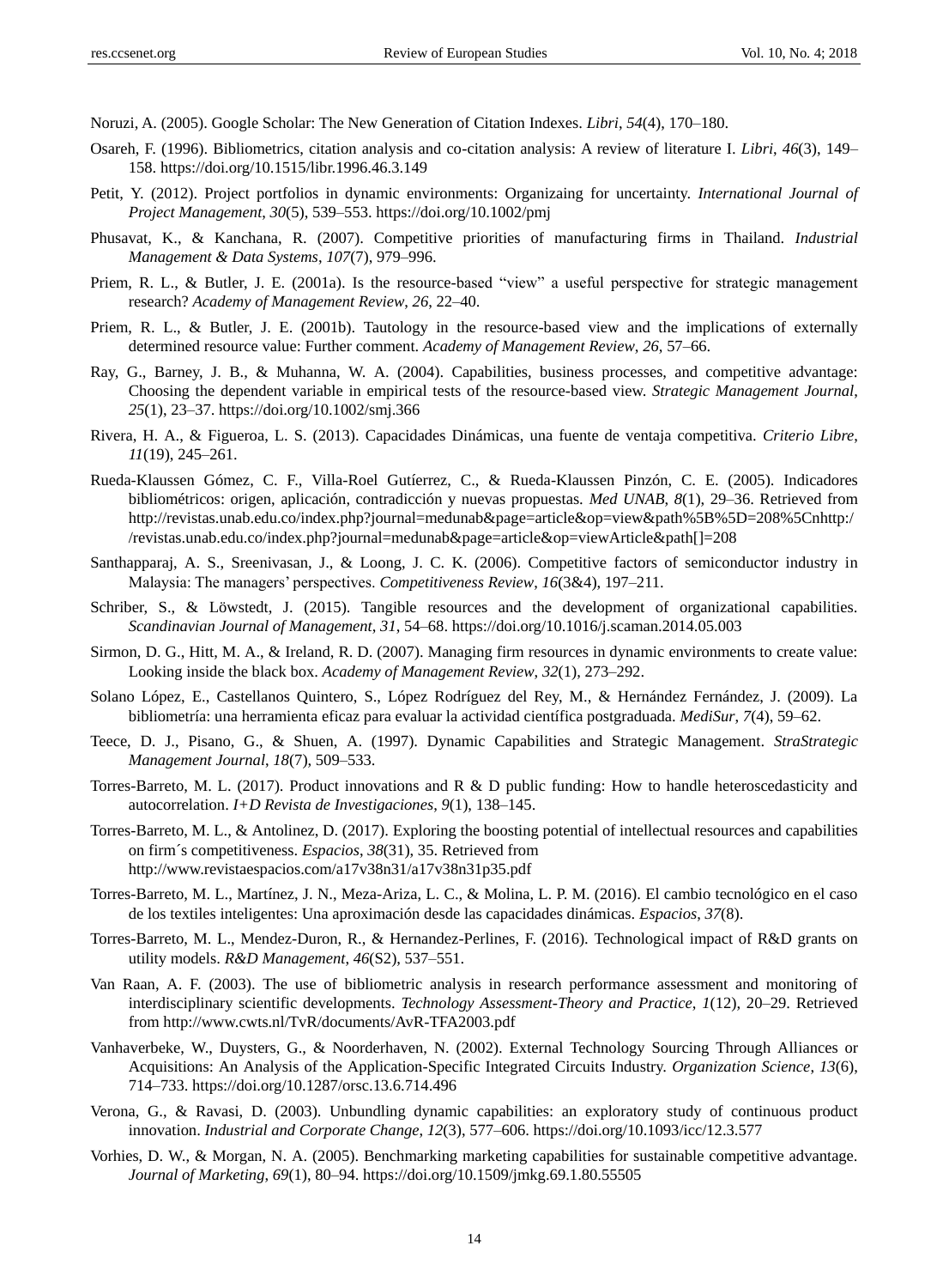Noruzi, A. (2005). Google Scholar: The New Generation of Citation Indexes. *Libri*, *54*(4), 170–180.

Osareh, F. (1996). Bibliometrics, citation analysis and co-citation analysis: A review of literature I. *Libri*, *46*(3), 149–158. https://doi.org/10.1515/libr.1996.46.3.149

Petit, Y. (2012). Project portfolios in dynamic environments: Organizaing for uncertainty. *International Journal of Project Management*, *30*(5), 539–553. https://doi.org/10.1002/pmj

Phusavat, K., & Kanchana, R. (2007). Competitive priorities of manufacturing firms in Thailand. *Industrial Management & Data Systems*, *107*(7), 979–996.

Priem, R. L., & Butler, J. E. (2001a). Is the resource-based "view" a useful perspective for strategic management research? *Academy of Management Review*, *26*, 22–40.

Priem, R. L., & Butler, J. E. (2001b). Tautology in the resource-based view and the implications of externally determined resource value: Further comment. *Academy of Management Review*, *26*, 57–66.

Ray, G., Barney, J. B., & Muhanna, W. A. (2004). Capabilities, business processes, and competitive advantage: Choosing the dependent variable in empirical tests of the resource-based view. *Strategic Management Journal*, *25*(1), 23–37. https://doi.org/10.1002/smj.366

Rivera, H. A., & Figueroa, L. S. (2013). Capacidades Dinámicas, una fuente de ventaja competitiva. *Criterio Libre*, *11*(19), 245–261.

Rueda-Klaussen Gómez, C. F., Villa-Roel Gutíerrez, C., & Rueda-Klaussen Pinzón, C. E. (2005). Indicadores bibliométricos: origen, aplicación, contradicción y nuevas propuestas. *Med UNAB*, *8*(1), 29–36. Retrieved from http://revistas.unab.edu.co/index.php?journal=medunab&page=article&op=view&path%5B%5D=208%5Cnhttp://revistas.unab.edu.co/index.php?journal=medunab&page=article&op=viewArticle&path[]=208

Santhapparaj, A. S., Sreenivasan, J., & Loong, J. C. K. (2006). Competitive factors of semiconductor industry in Malaysia: The managers' perspectives. *Competitiveness Review*, *16*(3&4), 197–211.

Schriber, S., & Löwstedt, J. (2015). Tangible resources and the development of organizational capabilities. *Scandinavian Journal of Management*, *31*, 54–68. https://doi.org/10.1016/j.scaman.2014.05.003

Sirmon, D. G., Hitt, M. A., & Ireland, R. D. (2007). Managing firm resources in dynamic environments to create value: Looking inside the black box. *Academy of Management Review*, *32*(1), 273–292.

Solano López, E., Castellanos Quintero, S., López Rodríguez del Rey, M., & Hernández Fernández, J. (2009). La bibliometría: una herramienta eficaz para evaluar la actividad científica postgraduada. *MediSur*, *7*(4), 59–62.

Teece, D. J., Pisano, G., & Shuen, A. (1997). Dynamic Capabilities and Strategic Management. *StraStrategic Management Journal*, *18*(7), 509–533.

Torres-Barreto, M. L. (2017). Product innovations and R & D public funding: How to handle heteroscedasticity and autocorrelation. *I+D Revista de Investigaciones*, *9*(1), 138–145.

Torres-Barreto, M. L., & Antolinez, D. (2017). Exploring the boosting potential of intellectual resources and capabilities on firm´s competitiveness. *Espacios*, *38*(31), 35. Retrieved from http://www.revistaespacios.com/a17v38n31/a17v38n31p35.pdf

Torres-Barreto, M. L., Martínez, J. N., Meza-Ariza, L. C., & Molina, L. P. M. (2016). El cambio tecnológico en el caso de los textiles inteligentes: Una aproximación desde las capacidades dinámicas. *Espacios*, *37*(8).

Torres-Barreto, M. L., Mendez-Duron, R., & Hernandez-Perlines, F. (2016). Technological impact of R&D grants on utility models. *R&D Management*, *46*(S2), 537–551.

Van Raan, A. F. (2003). The use of bibliometric analysis in research performance assessment and monitoring of interdisciplinary scientific developments. *Technology Assessment-Theory and Practice*, *1*(12), 20–29. Retrieved from http://www.cwts.nl/TvR/documents/AvR-TFA2003.pdf

Vanhaverbeke, W., Duysters, G., & Noorderhaven, N. (2002). External Technology Sourcing Through Alliances or Acquisitions: An Analysis of the Application-Specific Integrated Circuits Industry. *Organization Science*, *13*(6), 714–733. https://doi.org/10.1287/orsc.13.6.714.496

Verona, G., & Ravasi, D. (2003). Unbundling dynamic capabilities: an exploratory study of continuous product innovation. *Industrial and Corporate Change*, *12*(3), 577–606. https://doi.org/10.1093/icc/12.3.577

Vorhies, D. W., & Morgan, N. A. (2005). Benchmarking marketing capabilities for sustainable competitive advantage. *Journal of Marketing*, *69*(1), 80–94. https://doi.org/10.1509/jmkg.69.1.80.55505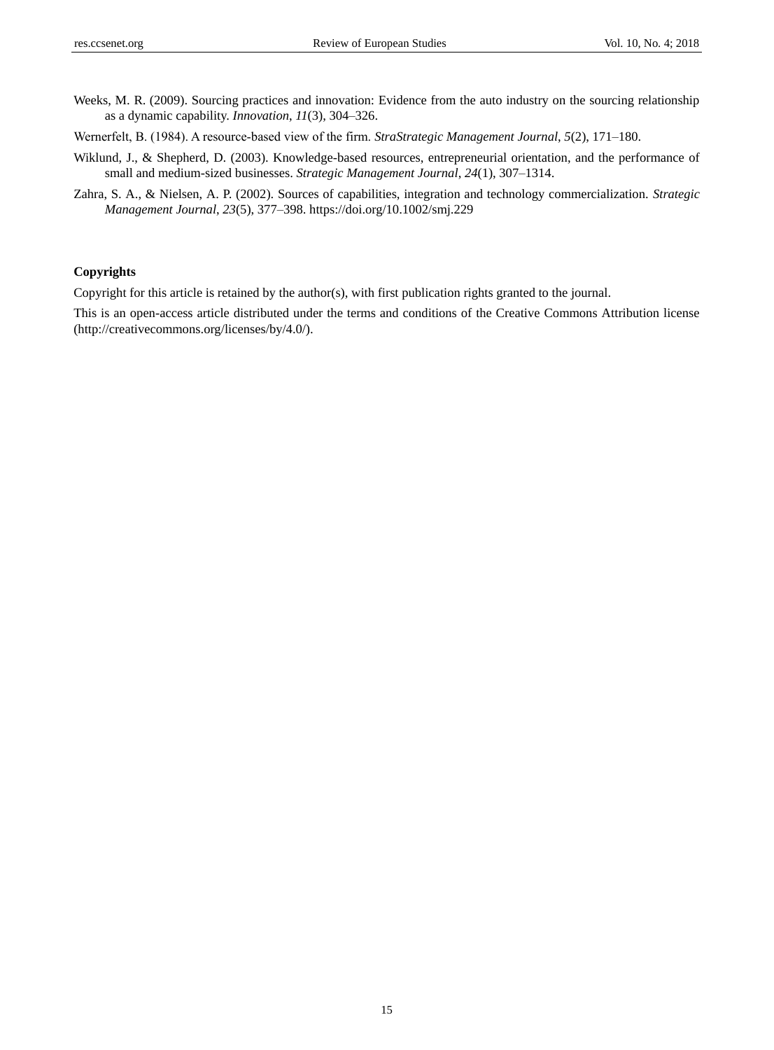Weeks, M. R. (2009). Sourcing practices and innovation: Evidence from the auto industry on the sourcing relationship as a dynamic capability. *Innovation*, *11*(3), 304–326.

Wernerfelt, B. (1984). A resource-based view of the firm. *StraStrategic Management Journal*, *5*(2), 171–180.

Wiklund, J., & Shepherd, D. (2003). Knowledge-based resources, entrepreneurial orientation, and the performance of small and medium-sized businesses. *Strategic Management Journal*, *24*(1), 307–1314.

Zahra, S. A., & Nielsen, A. P. (2002). Sources of capabilities, integration and technology commercialization. *Strategic Management Journal*, *23*(5), 377–398. https://doi.org/10.1002/smj.229

**Copyrights**

Copyright for this article is retained by the author(s), with first publication rights granted to the journal.

This is an open-access article distributed under the terms and conditions of the Creative Commons Attribution license (http://creativecommons.org/licenses/by/4.0/).